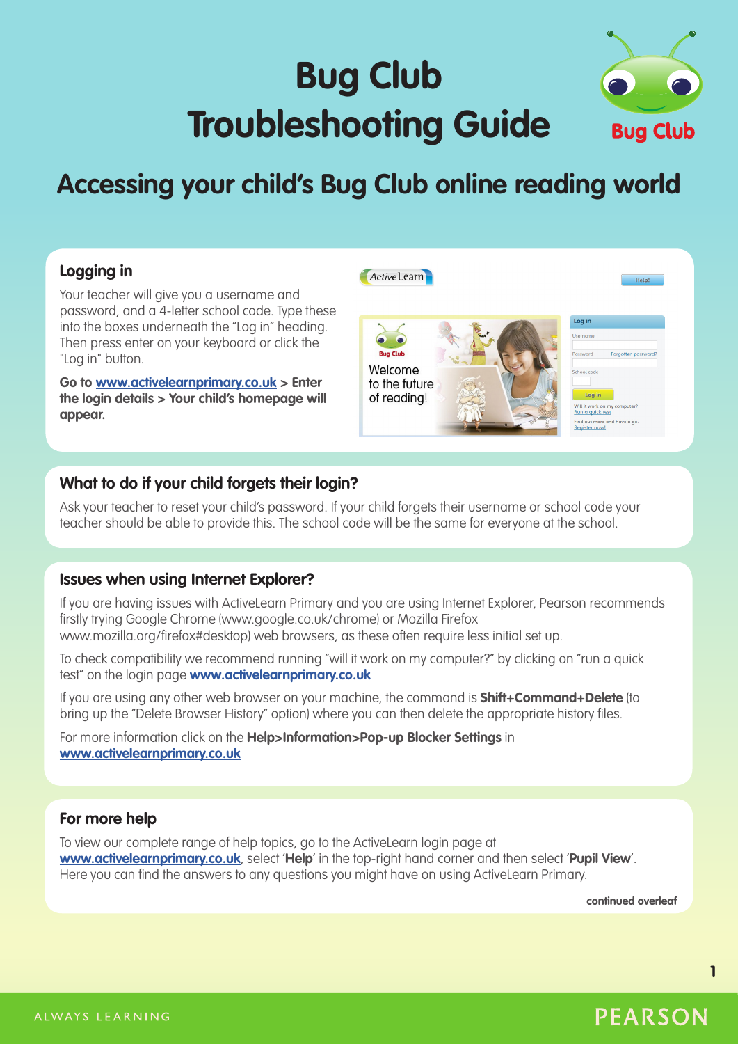# Bug Club Troubleshooting Guide

## Accessing your child's Bug Club online reading world

### Logging in

Your teacher will give you a username and password, and a 4-letter school code. Type these into the boxes underneath the "Log in" heading. Then press enter on your keyboard or click the "Log in" button.

**Go to www.activelearnprimary.co.uk > Enter the login details > Your child's homepage will appear.**

### What to do if your child forgets their login?

Ask your teacher to reset your child's password. If your child forgets their username or school code your teacher should be able to provide this. The school code will be the same for everyone at the school.

### Issues when using Internet Explorer?

If you are having issues with ActiveLearn Primary and you are using Internet Explorer, Pearson recommends firstly trying Google Chrome (www.google.co.uk/chrome) or Mozilla Firefox www.mozilla.org/firefox#desktop) web browsers, as these often require less initial set up.

To check compatibility we recommend running "will it work on my computer?" by clicking on "run a quick test" on the login page **www.activelearnprimary.co.uk**

If you are using any other web browser on your machine, the command is **Shift+Command+Delete** (to bring up the "Delete Browser History" option) where you can then delete the appropriate history files.

For more information click on the **Help>Information>Pop-up Blocker Settings** in **www.activelearnprimary.co.uk**

### For more help

To view our complete range of help topics, go to the ActiveLearn login page at **www.activelearnprimary.co.uk**, select '**Help**' in the top-right hand corner and then select '**Pupil View**'. Here you can find the answers to any questions you might have on using ActiveLearn Primary.

**continued overleaf**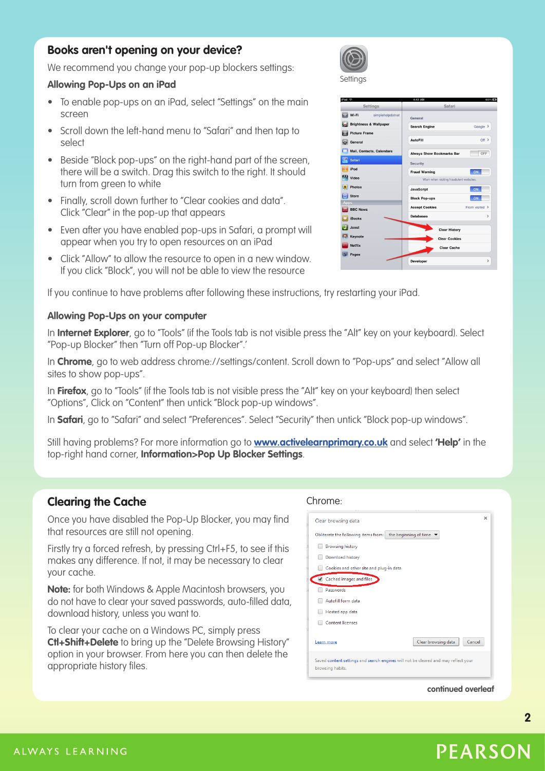## Books aren't opening on your device?

We recommend you change your pop-up blockers settings:

### Allowing Pop-Ups on an iPad

- To enable pop-ups on an iPad, select “Settings” on the main screen
- Scroll down the left-hand menu to “Safari” and then tap to select
- Beside “Block pop-ups” on the right-hand part of the screen, there will be a switch. Drag this switch to the right. It should turn from green to white
- Finally, scroll down further to “Clear cookies and data”. Click “Clear” in the pop-up that appears
- Even after you have enabled pop-ups in Safari, a prompt will appear when you try to open resources on an iPad
- Click “Allow” to allow the resource to open in a new window. If you click “Block”, you will not be able to view the resource

If you continue to have problems after following these instructions, try restarting your iPad.

### Allowing Pop-Ups on your computer

In **Internet Explorer**, go to “Tools” (if the Tools tab is not visible press the “Alt” key on your keyboard). Select “Pop-up Blocker” then “Turn off Pop-up Blocker”.’

In **Chrome**, go to web address chrome://settings/content. Scroll down to “Pop-ups” and select “Allow all sites to show pop-ups”.

In **Firefox**, go to “Tools” (if the Tools tab is not visible press the “Alt” key on your keyboard) then select “Options”, Click on “Content” then untick “Block pop-up windows”.

In **Safari**, go to “Safari” and select “Preferences”. Select “Security” then untick “Block pop-up windows”.

Still having problems? For more information go to **www.activelearnprimary.co.uk** and select **‘Help’** in the top-right hand corner, **Information>Pop Up Blocker Settings**.

## Clearing the Cache

Once you have disabled the Pop-Up Blocker, you may find that resources are still not opening.

Firstly try a forced refresh, by pressing Ctrl+F5, to see if this makes any difference. If not, it may be necessary to clear your cache.

**Note:** for both Windows & Apple Macintosh browsers, you do not have to clear your saved passwords, auto-filled data, download history, unless you want to.

To clear your cache on a Windows PC, simply press **Ctl+Shift+Delete** to bring up the “Delete Browsing History” option in your browser. From here you can then delete the appropriate history files.

Chrome:

**continued overleaf**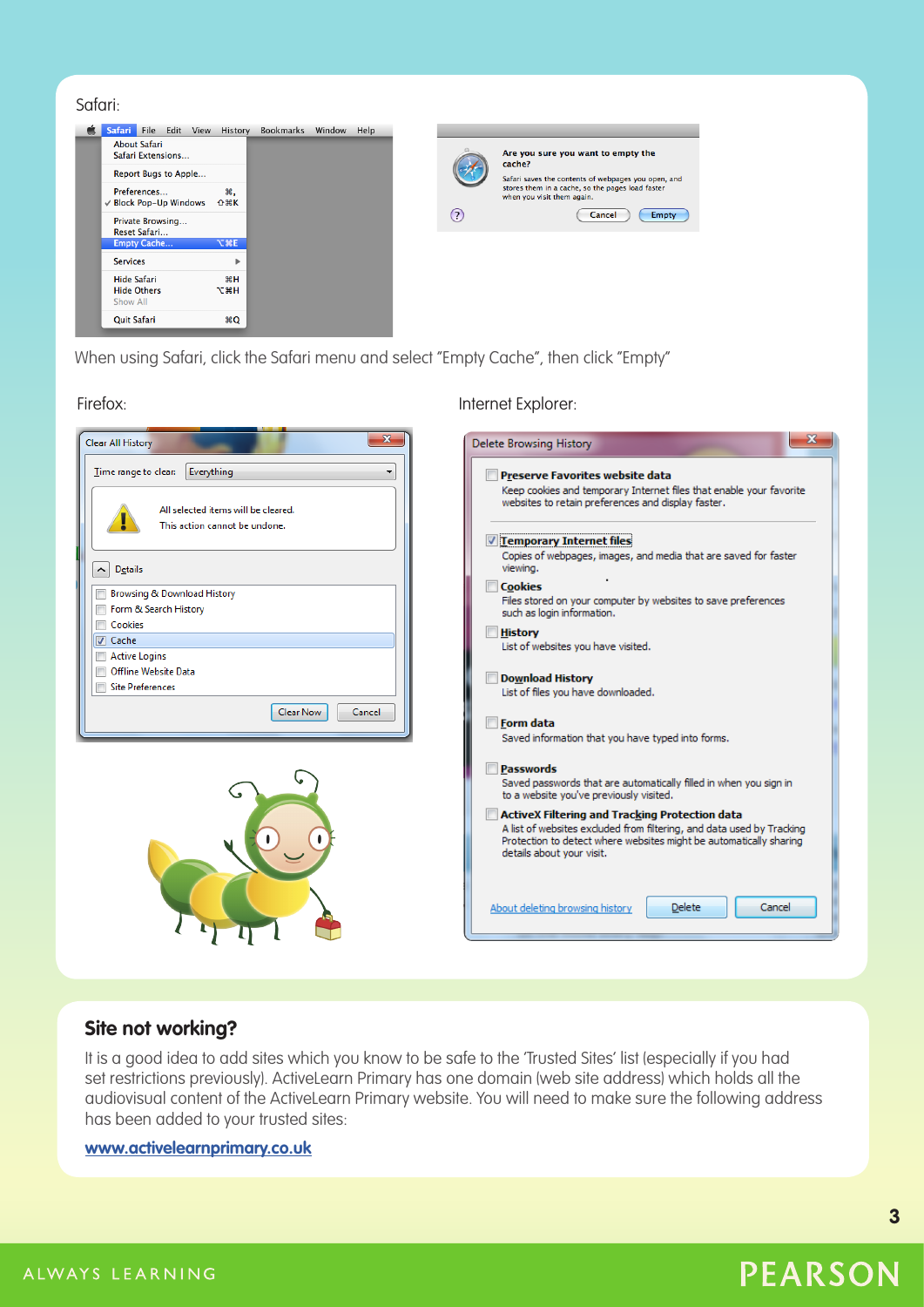Safari:

When using Safari, click the Safari menu and select "Empty Cache", then click "Empty"

Firefox:

Internet Explorer:

## Site not working?

It is a good idea to add sites which you know to be safe to the 'Trusted Sites' list (especially if you had set restrictions previously). ActiveLearn Primary has one domain (web site address) which holds all the audiovisual content of the ActiveLearn Primary website. You will need to make sure the following address has been added to your trusted sites:

**www.activelearnprimary.co.uk**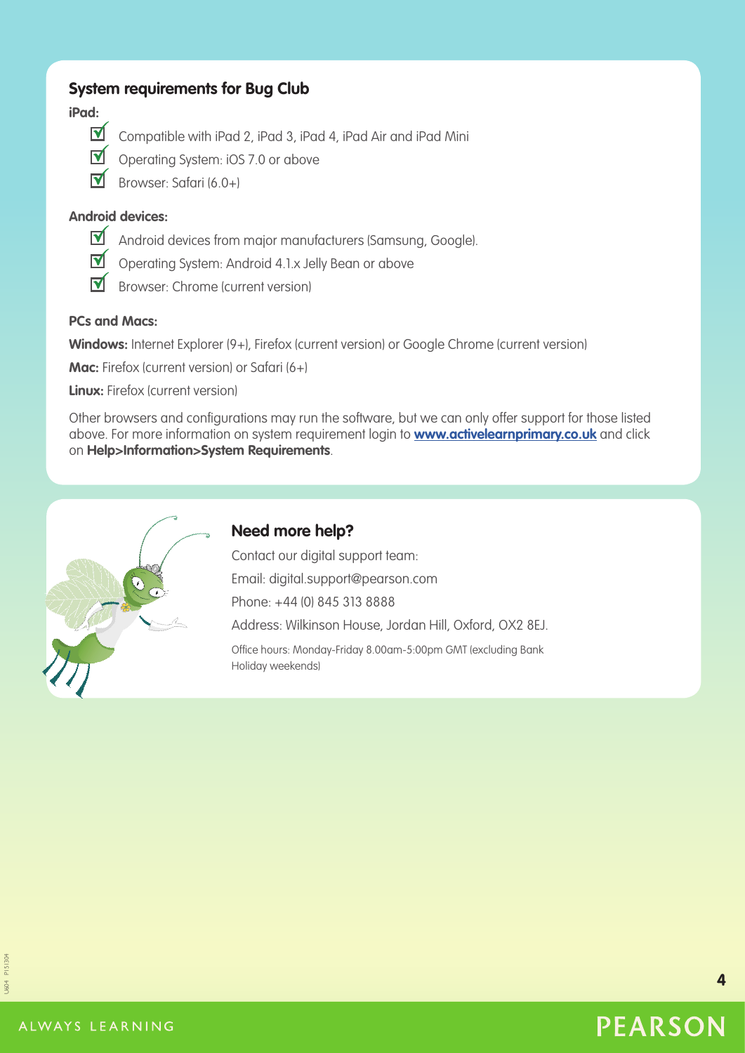## System requirements for Bug Club

**iPad:**

- Compatible with iPad 2, iPad 3, iPad 4, iPad Air and iPad Mini
- Operating System: iOS 7.0 or above
- Browser: Safari (6.0+)

**Android devices:**

- Android devices from major manufacturers (Samsung, Google).
- Operating System: Android 4.1.x Jelly Bean or above
- Browser: Chrome (current version)

**PCs and Macs:**

**Windows:** Internet Explorer (9+), Firefox (current version) or Google Chrome (current version)

**Mac:** Firefox (current version) or Safari (6+)

**Linux:** Firefox (current version)

Other browsers and configurations may run the software, but we can only offer support for those listed above. For more information on system requirement login to **www.activelearnprimary.co.uk** and click on **Help>Information>System Requirements**.

## Need more help?

Contact our digital support team:

Email: digital.support@pearson.com

Phone: +44 (0) 845 313 8888

Address: Wilkinson House, Jordan Hill, Oxford, OX2 8EJ.

Office hours: Monday-Friday 8.00am-5:00pm GMT (excluding Bank Holiday weekends)

ALWAYS LEARNING

PEARSON